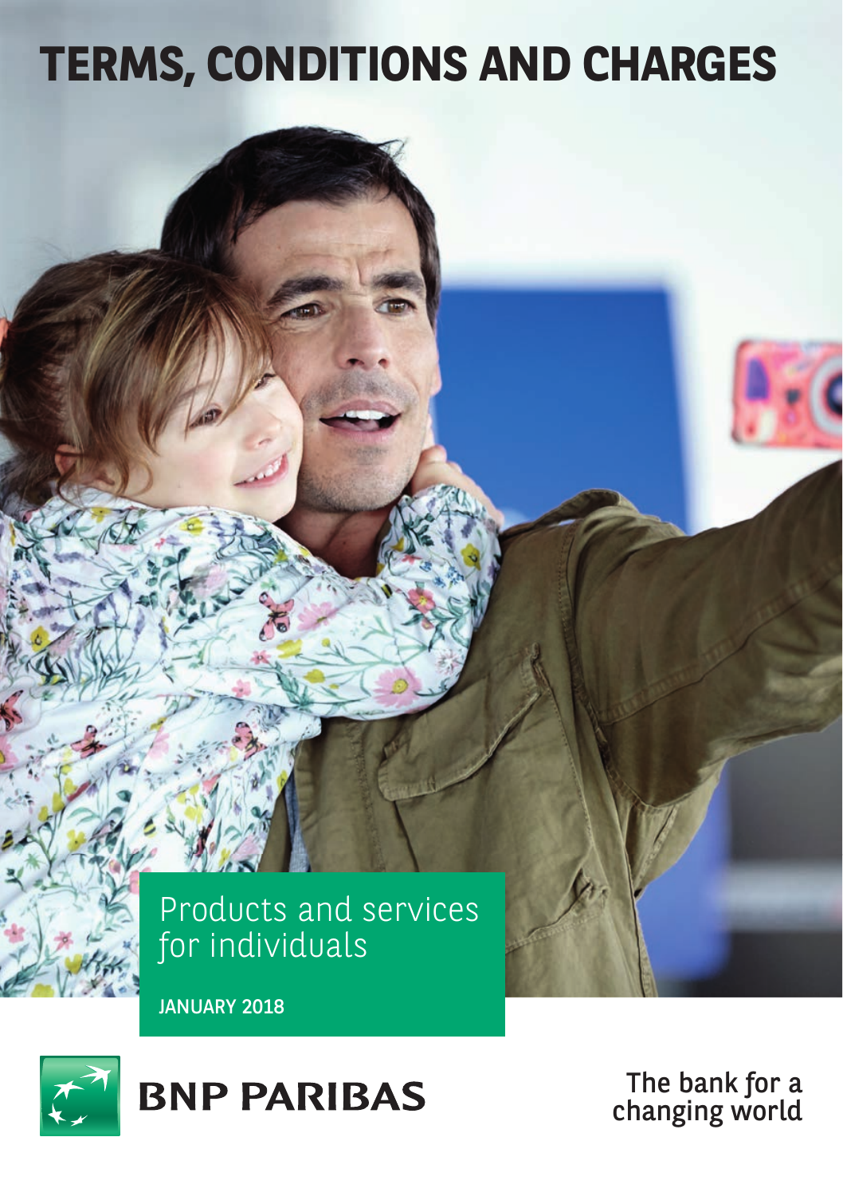# TERMS, CONDITIONS AND CHARGES

Products and services for individuals

**JANUARY 2018**

**BNP PARIBAS**

The bank for a changing world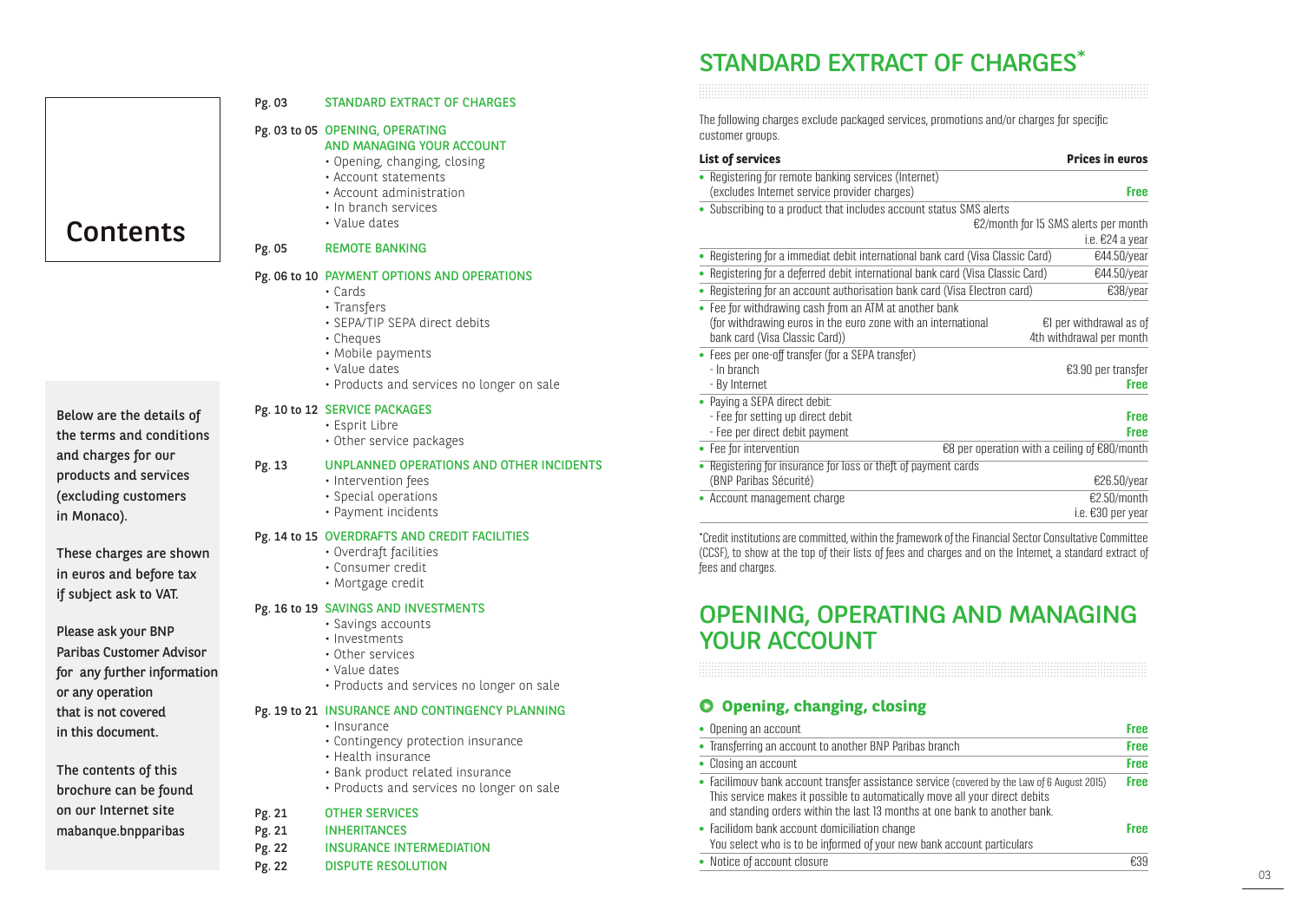# Contents

| | |
|---|---|
| Pg. 03 | STANDARD EXTRACT OF CHARGES |
| Pg. 03 to 05 | OPENING, OPERATING AND MANAGING YOUR ACCOUNT<br>• Opening, changing, closing<br>• Account statements<br>• Account administration<br>• In branch services<br>• Value dates |
| Pg. 05 | REMOTE BANKING |
| Pg. 06 to 10 | PAYMENT OPTIONS AND OPERATIONS<br>• Cards<br>• Transfers<br>• SEPA/TIP SEPA direct debits<br>• Cheques<br>• Mobile payments<br>• Value dates<br>• Products and services no longer on sale |
| Pg. 10 to 12 | SERVICE PACKAGES<br>• Esprit Libre<br>• Other service packages |
| Pg. 13 | UNPLANNED OPERATIONS AND OTHER INCIDENTS<br>• Intervention fees<br>• Special operations<br>• Payment incidents |
| Pg. 14 to 15 | OVERDRAFTS AND CREDIT FACILITIES<br>• Overdraft facilities<br>• Consumer credit<br>• Mortgage credit |
| Pg. 16 to 19 | SAVINGS AND INVESTMENTS<br>• Savings accounts<br>• Investments<br>• Other services<br>• Value dates<br>• Products and services no longer on sale |
| Pg. 19 to 21 | INSURANCE AND CONTINGENCY PLANNING<br>• Insurance<br>• Contingency protection insurance<br>• Health insurance<br>• Bank product related insurance<br>• Products and services no longer on sale |
| Pg. 21 | OTHER SERVICES |
| Pg. 21 | INHERITANCES |
| Pg. 22 | INSURANCE INTERMEDIATION |
| Pg. 22 | DISPUTE RESOLUTION |

Below are the details of the terms and conditions and charges for our products and services (excluding customers in Monaco).

These charges are shown in euros and before tax if subject ask to VAT.

Please ask your BNP Paribas Customer Advisor for any further information or any operation that is not covered in this document.

The contents of this brochure can be found on our Internet site mabanque.bnpparibas

# STANDARD EXTRACT OF CHARGES*

The following charges exclude packaged services, promotions and/or charges for specific customer groups.

| List of services | Prices in euros |
|---|---|
| • Registering for remote banking services (Internet) (excludes Internet service provider charges) | **Free** |
| • Subscribing to a product that includes account status SMS alerts | €2/month for 15 SMS alerts per month i.e. €24 a year |
| • Registering for a immediat debit international bank card (Visa Classic Card) | €44.50/year |
| • Registering for a deferred debit international bank card (Visa Classic Card) | €44.50/year |
| • Registering for an account authorisation bank card (Visa Electron card) | €38/year |
| • Fee for withdrawing cash from an ATM at another bank (for withdrawing euros in the euro zone with an international bank card (Visa Classic Card)) | €1 per withdrawal as of 4th withdrawal per month |
| • Fees per one-off transfer (for a SEPA transfer) | |
| - In branch | €3.90 per transfer |
| - By Internet | **Free** |
| • Paying a SEPA direct debit: | |
| - Fee for setting up direct debit | **Free** |
| - Fee per direct debit payment | **Free** |
| • Fee for intervention | €8 per operation with a ceiling of €80/month |
| • Registering for insurance for loss or theft of payment cards (BNP Paribas Sécurité) | €26.50/year |
| • Account management charge | €2.50/month i.e. €30 per year |

*Credit institutions are committed, within the framework of the Financial Sector Consultative Committee (CCSF), to show at the top of their lists of fees and charges and on the Internet, a standard extract of fees and charges.

# OPENING, OPERATING AND MANAGING YOUR ACCOUNT

## Opening, changing, closing

| | |
|---|---|
| • Opening an account | **Free** |
| • Transferring an account to another BNP Paribas branch | **Free** |
| • Closing an account | **Free** |
| • Facilimouv bank account transfer assistance service (covered by the Law of 6 August 2015) This service makes it possible to automatically move all your direct debits and standing orders within the last 13 months at one bank to another bank. | **Free** |
| • Facilidom bank account domiciliation change You select who is to be informed of your new bank account particulars | **Free** |
| • Notice of account closure | €39 |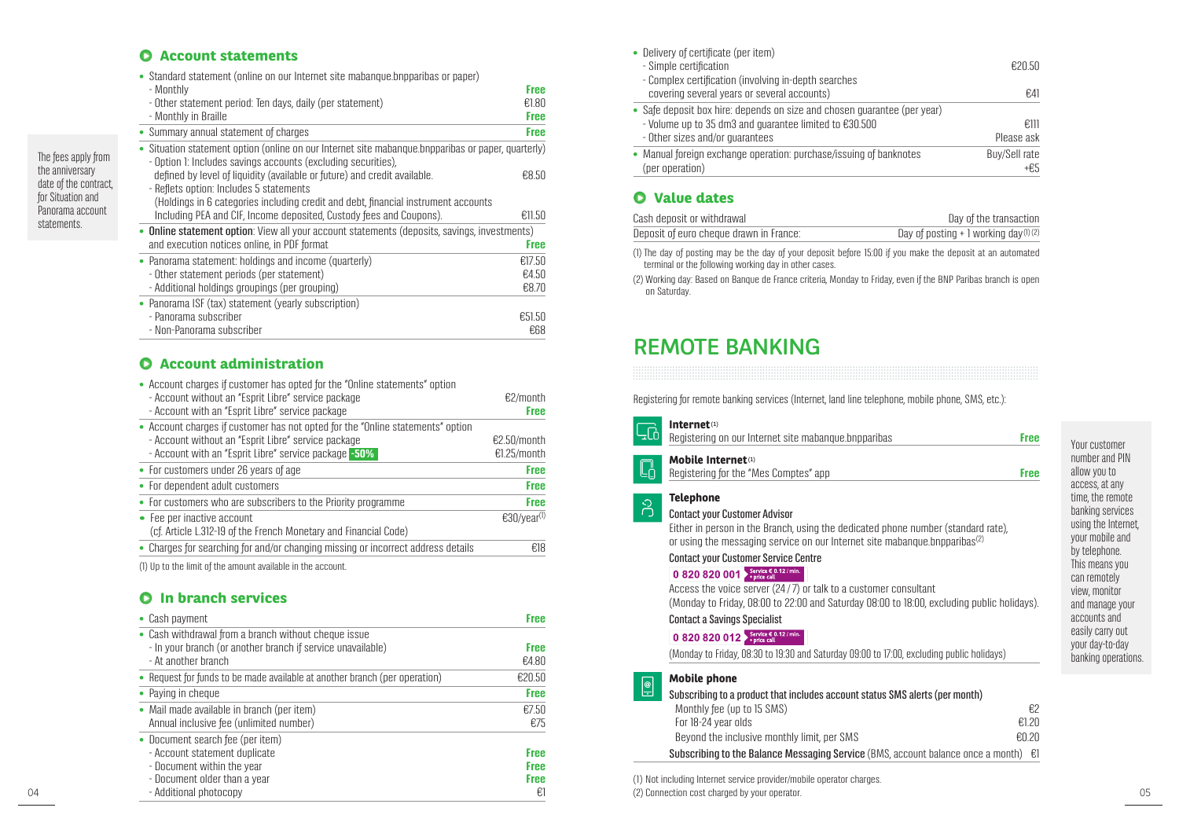## Account statements

| | |
|---|---|
| • Standard statement (online on our Internet site mabanque.bnpparibas or paper) | |
| - Monthly | **Free** |
| - Other statement period: Ten days, daily (per statement) | €1.80 |
| - Monthly in Braille | **Free** |
| • Summary annual statement of charges | **Free** |
| • Situation statement option (online on our Internet site mabanque.bnpparibas or paper, quarterly) | |
| - Option 1: Includes savings accounts (excluding securities), defined by level of liquidity (available or future) and credit available. | €8.50 |
| - Reflets option: Includes 5 statements (Holdings in 6 categories including credit and debt, financial instrument accounts Including PEA and CIF, Income deposited, Custody fees and Coupons). | €11.50 |
| • **Online statement option**: View all your account statements (deposits, savings, investments) and execution notices online, in PDF format | **Free** |
| • Panorama statement: holdings and income (quarterly) | €17.50 |
| - Other statement periods (per statement) | €4.50 |
| - Additional holdings groupings (per grouping) | €8.70 |
| • Panorama ISF (tax) statement (yearly subscription) | |
| - Panorama subscriber | €51.50 |
| - Non-Panorama subscriber | €68 |

The fees apply from the anniversary date of the contract, for Situation and Panorama account statements.

## Account administration

| | |
|---|---|
| • Account charges if customer has opted for the "Online statements" option | |
| - Account without an "Esprit Libre" service package | €2/month |
| - Account with an "Esprit Libre" service package | **Free** |
| • Account charges if customer has not opted for the "Online statements" option | |
| - Account without an "Esprit Libre" service package | €2.50/month |
| - Account with an "Esprit Libre" service package **-50%** | €1.25/month |
| • For customers under 26 years of age | **Free** |
| • For dependent adult customers | **Free** |
| • For customers who are subscribers to the Priority programme | **Free** |
| • Fee per inactive account (cf. Article L.312-19 of the French Monetary and Financial Code) | €30/year[1] |
| • Charges for searching for and/or changing missing or incorrect address details | €18 |

(1) Up to the limit of the amount available in the account.

## In branch services

| | |
|---|---|
| • Cash payment | **Free** |
| • Cash withdrawal from a branch without cheque issue | |
| - In your branch (or another branch if service unavailable) | **Free** |
| - At another branch | €4.80 |
| • Request for funds to be made available at another branch (per operation) | €20.50 |
| • Paying in cheque | **Free** |
| • Mail made available in branch (per item) | €7.50 |
| Annual inclusive fee (unlimited number) | €75 |
| • Document search fee (per item) | |
| - Account statement duplicate | **Free** |
| - Document within the year | **Free** |
| - Document older than a year | **Free** |
| - Additional photocopy | €1 |
| • Delivery of certificate (per item) | |
| - Simple certification | €20.50 |
| - Complex certification (involving in-depth searches covering several years or several accounts) | €41 |
| • Safe deposit box hire: depends on size and chosen guarantee (per year) | |
| - Volume up to 35 dm3 and guarantee limited to €30.500 | €111 |
| - Other sizes and/or guarantees | Please ask |
| • Manual foreign exchange operation: purchase/issuing of banknotes (per operation) | Buy/Sell rate +€5 |

## Value dates

| | |
|---|---|
| Cash deposit or withdrawal | Day of the transaction |
| Deposit of euro cheque drawn in France: | Day of posting + 1 working day[1] [2] |

(1) The day of posting may be the day of your deposit before 15:00 if you make the deposit at an automated terminal or the following working day in other cases.

(2) Working day: Based on Banque de France criteria, Monday to Friday, even if the BNP Paribas branch is open on Saturday.

# REMOTE BANKING

Registering for remote banking services (Internet, land line telephone, mobile phone, SMS, etc.):

**Internet**[1]

| | |
|---|---|
| Registering on our Internet site mabanque.bnpparibas | **Free** |

**Mobile Internet**[1]

| | |
|---|---|
| Registering for the "Mes Comptes" app | **Free** |

**Telephone**

Contact your Customer Advisor

Either in person in the Branch, using the dedicated phone number (standard rate), or using the messaging service on our Internet site mabanque.bnpparibas[2]

Contact your Customer Service Centre

**0 820 820 001** Service € 0.12 / min. + price call

Access the voice server (24 / 7) or talk to a customer consultant

(Monday to Friday, 08:00 to 22:00 and Saturday 08:00 to 18:00, excluding public holidays).

Contact a Savings Specialist

**0 820 820 012** Service € 0.12 / min. + price call

(Monday to Friday, 08:30 to 19:30 and Saturday 09:00 to 17:00, excluding public holidays)

**Mobile phone**

| | |
|---|---|
| Subscribing to a product that includes account status SMS alerts (per month) | |
| Monthly fee (up to 15 SMS) | €2 |
| For 18-24 year olds | €1.20 |
| Beyond the inclusive monthly limit, per SMS | €0.20 |
| Subscribing to the Balance Messaging Service (BMS, account balance once a month) | €1 |

(1) Not including Internet service provider/mobile operator charges.

(2) Connection cost charged by your operator.

Your customer number and PIN allow you to access, at any time, the remote banking services using the Internet, your mobile and by telephone. This means you can remotely view, monitor and manage your accounts and easily carry out your day-to-day banking operations.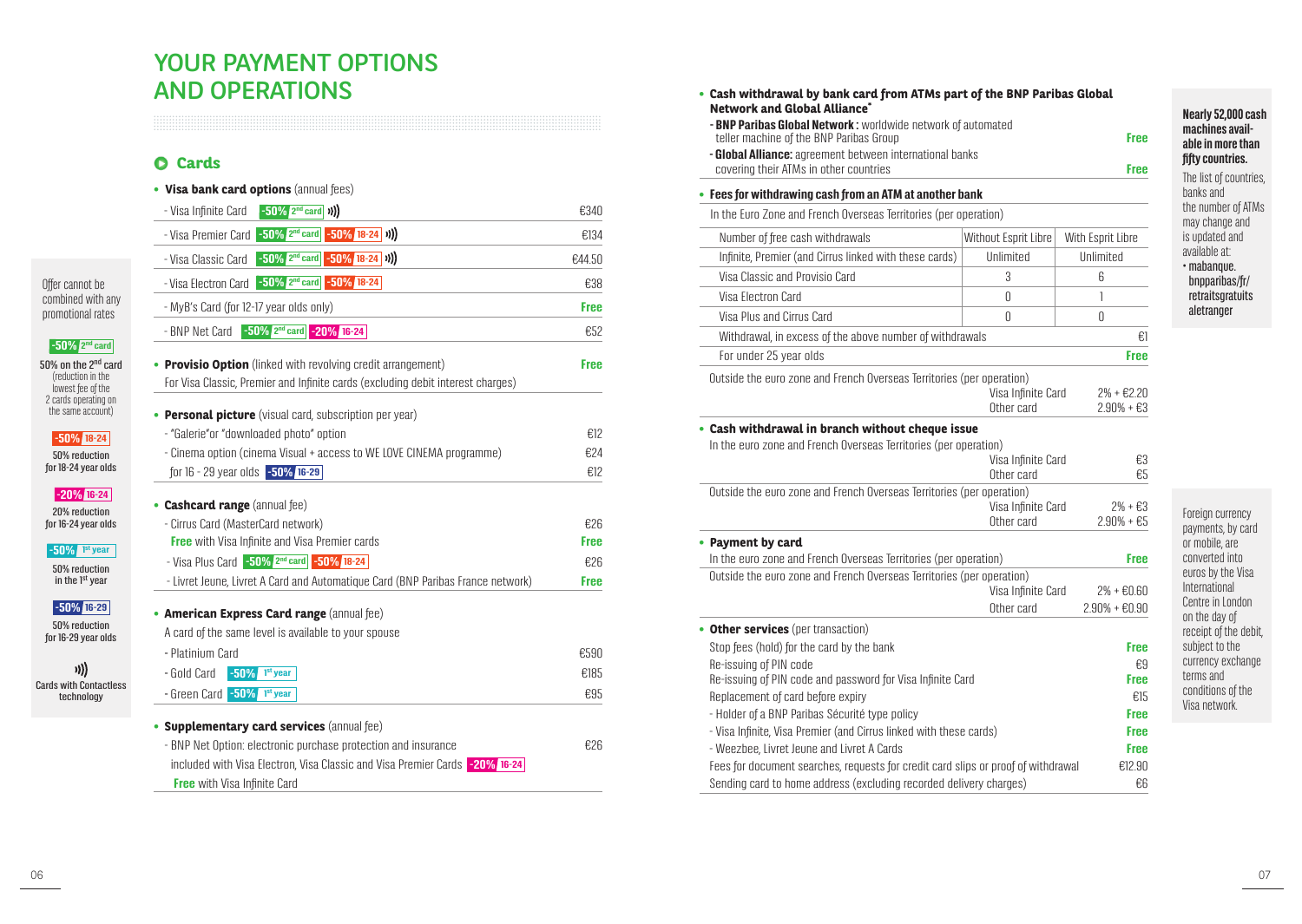# YOUR PAYMENT OPTIONS AND OPERATIONS

Offer cannot be combined with any promotional rates

**-50% 2nd card** 50% on the 2nd card (reduction in the lowest fee of the 2 cards operating on the same account)

**-50% 18-24** 50% reduction for 18-24 year olds

**-20% 16-24** 20% reduction for 16-24 year olds

**-50% 1st year** 50% reduction in the 1st year

**-50% 16-29** 50% reduction for 16-29 year olds

Cards with Contactless technology

## Cards

- **Visa bank card options** (annual fees)

| | |
|---|---|
| - Visa Infinite Card -50% 2nd card (contactless) | €340 |
| - Visa Premier Card -50% 2nd card -50% 18-24 (contactless) | €134 |
| - Visa Classic Card -50% 2nd card -50% 18-24 (contactless) | €44.50 |
| - Visa Electron Card -50% 2nd card -50% 18-24 | €38 |
| - MyB's Card (for 12-17 year olds only) | Free |
| - BNP Net Card -50% 2nd card -20% 16-24 | €52 |

- **Provisio Option** (linked with revolving credit arrangement) — Free
  For Visa Classic, Premier and Infinite cards (excluding debit interest charges)

- **Personal picture** (visual card, subscription per year)

| | |
|---|---|
| - "Galerie"or "downloaded photo" option | €12 |
| - Cinema option (cinema Visual + access to WE LOVE CINEMA programme) | €24 |
| for 16 - 29 year olds -50% 16-29 | €12 |

- **Cashcard range** (annual fee)

| | |
|---|---|
| - Cirrus Card (MasterCard network) | €26 |
| Free with Visa Infinite and Visa Premier cards | Free |
| - Visa Plus Card -50% 2nd card -50% 18-24 | €26 |
| - Livret Jeune, Livret A Card and Automatique Card (BNP Paribas France network) | Free |

- **American Express Card range** (annual fee)
  A card of the same level is available to your spouse

| | |
|---|---|
| - Platinium Card | €590 |
| - Gold Card -50% 1st year | €185 |
| - Green Card -50% 1st year | €95 |

- **Supplementary card services** (annual fee)

| | |
|---|---|
| - BNP Net Option: electronic purchase protection and insurance | €26 |
| included with Visa Electron, Visa Classic and Visa Premier Cards -20% 16-24 | |
| Free with Visa Infinite Card | |

- **Cash withdrawal by bank card from ATMs part of the BNP Paribas Global Network and Global Alliance***

| | |
|---|---|
| - **BNP Paribas Global Network :** worldwide network of automated teller machine of the BNP Paribas Group | Free |
| - **Global Alliance:** agreement between international banks covering their ATMs in other countries | Free |

**Nearly 52,000 cash machines available in more than fifty countries.**
The list of countries, banks and the number of ATMs may change and is updated and available at:
- mabanque.bnpparibas/fr/retraitsgratuits aletranger

- **Fees for withdrawing cash from an ATM at another bank**

In the Euro Zone and French Overseas Territories (per operation)

| Number of free cash withdrawals | Without Esprit Libre | With Esprit Libre |
|---|---|---|
| Infinite, Premier (and Cirrus linked with these cards) | Unlimited | Unlimited |
| Visa Classic and Provisio Card | 3 | 6 |
| Visa Electron Card | 0 | 1 |
| Visa Plus and Cirrus Card | 0 | 0 |
| Withdrawal, in excess of the above number of withdrawals | | €1 |
| For under 25 year olds | | Free |

Outside the euro zone and French Overseas Territories (per operation)

| | |
|---|---|
| Visa Infinite Card | 2% + €2.20 |
| Other card | 2.90% + €3 |

- **Cash withdrawal in branch without cheque issue**

In the euro zone and French Overseas Territories (per operation)

| | |
|---|---|
| Visa Infinite Card | €3 |
| Other card | €5 |

Outside the euro zone and French Overseas Territories (per operation)

| | |
|---|---|
| Visa Infinite Card | 2% + €3 |
| Other card | 2.90% + €5 |

- **Payment by card**

In the euro zone and French Overseas Territories (per operation) — Free

Outside the euro zone and French Overseas Territories (per operation)

| | |
|---|---|
| Visa Infinite Card | 2% + €0.60 |
| Other card | 2.90% + €0.90 |

Foreign currency payments, by card or mobile, are converted into euros by the Visa International Centre in London on the day of receipt of the debit, subject to the currency exchange terms and conditions of the Visa network.

- **Other services** (per transaction)

| | |
|---|---|
| Stop fees (hold) for the card by the bank | Free |
| Re-issuing of PIN code | €9 |
| Re-issuing of PIN code and password for Visa Infinite Card | Free |
| Replacement of card before expiry | €15 |
| - Holder of a BNP Paribas Sécurité type policy | Free |
| - Visa Infinite, Visa Premier (and Cirrus linked with these cards) | Free |
| - Weezbee, Livret Jeune and Livret A Cards | Free |
| Fees for document searches, requests for credit card slips or proof of withdrawal | €12.90 |
| Sending card to home address (excluding recorded delivery charges) | €6 |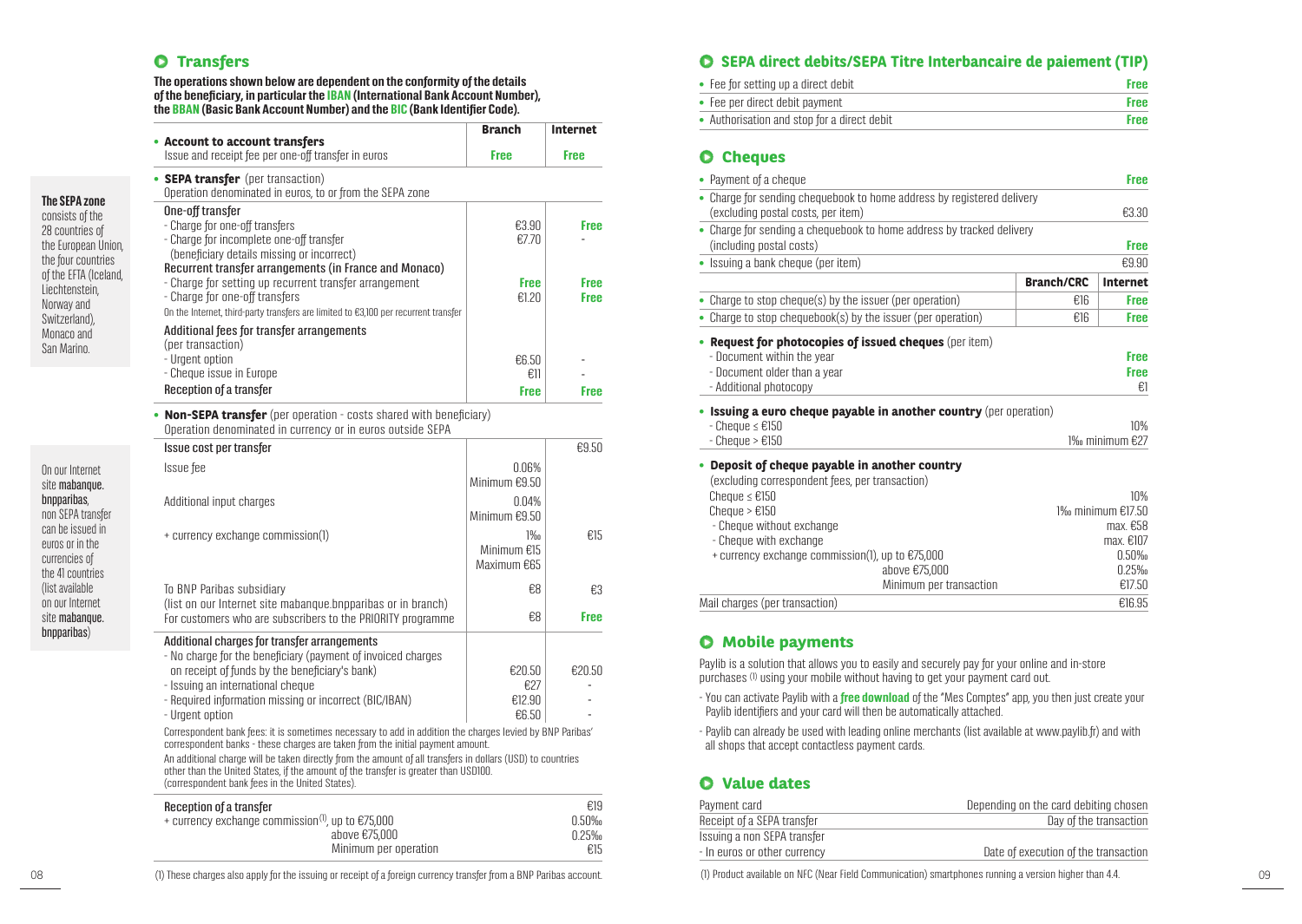## Transfers

**The operations shown below are dependent on the conformity of the details of the beneficiary, in particular the IBAN (International Bank Account Number), the BBAN (Basic Bank Account Number) and the BIC (Bank Identifier Code).**

| | Branch | Internet |
|---|---|---|
| • **Account to account transfers**<br>Issue and receipt fee per one-off transfer in euros | Free | Free |

**The SEPA zone** consists of the 28 countries of the European Union, the four countries of the EFTA (Iceland, Liechtenstein, Norway and Switzerland), Monaco and San Marino.

• **SEPA transfer** (per transaction)
Operation denominated in euros, to or from the SEPA zone

| | Branch | Internet |
|---|---|---|
| One-off transfer | | |
| - Charge for one-off transfers | €3.90 | Free |
| - Charge for incomplete one-off transfer (beneficiary details missing or incorrect) | €7.70 | - |
| Recurrent transfer arrangements (in France and Monaco) | | |
| - Charge for setting up recurrent transfer arrangement | Free | Free |
| - Charge for one-off transfers | €1.20 | Free |
| On the Internet, third-party transfers are limited to €3,100 per recurrent transfer | | |
| Additional fees for transfer arrangements (per transaction) | | |
| - Urgent option | €6.50 | - |
| - Cheque issue in Europe | €11 | - |
| Reception of a transfer | Free | Free |

On our Internet site mabanque.bnpparibas, non SEPA transfer can be issued in euros or in the currencies of the 41 countries (list available on our Internet site mabanque.bnpparibas)

• **Non-SEPA transfer** (per operation - costs shared with beneficiary)
Operation denominated in currency or in euros outside SEPA

| | Branch | Internet |
|---|---|---|
| Issue cost per transfer | | €9.50 |
| Issue fee | 0.06%<br>Minimum €9.50 | |
| Additional input charges | 0.04%<br>Minimum €9.50 | |
| + currency exchange commission(1) | 1‰<br>Minimum €15<br>Maximum €65 | €15 |
| To BNP Paribas subsidiary (list on our Internet site mabanque.bnpparibas or in branch) | €8 | €3 |
| For customers who are subscribers to the PRIORITY programme | €8 | Free |
| Additional charges for transfer arrangements | | |
| - No charge for the beneficiary (payment of invoiced charges on receipt of funds by the beneficiary's bank) | €20.50 | €20.50 |
| - Issuing an international cheque | €27 | - |
| - Required information missing or incorrect (BIC/IBAN) | €12.90 | - |
| - Urgent option | €6.50 | - |

Correspondent bank fees: it is sometimes necessary to add in addition the charges levied by BNP Paribas' correspondent banks - these charges are taken from the initial payment amount.

An additional charge will be taken directly from the amount of all transfers in dollars (USD) to countries other than the United States, if the amount of the transfer is greater than USD100. (correspondent bank fees in the United States).

| | |
|---|---|
| Reception of a transfer | €19 |
| + currency exchange commission(1), up to €75,000 | 0.50‰ |
| above €75,000 | 0.25‰ |
| Minimum per operation | €15 |

(1) These charges also apply for the issuing or receipt of a foreign currency transfer from a BNP Paribas account.

## SEPA direct debits/SEPA Titre Interbancaire de paiement (TIP)

| | |
|---|---|
| • Fee for setting up a direct debit | Free |
| • Fee per direct debit payment | Free |
| • Authorisation and stop for a direct debit | Free |

## Cheques

| | | |
|---|---|---|
| • Payment of a cheque | | Free |
| • Charge for sending chequebook to home address by registered delivery (excluding postal costs, per item) | | €3.30 |
| • Charge for sending a chequebook to home address by tracked delivery (including postal costs) | | Free |
| • Issuing a bank cheque (per item) | | €9.90 |
| | **Branch/CRC** | **Internet** |
| • Charge to stop cheque(s) by the issuer (per operation) | €16 | Free |
| • Charge to stop chequebook(s) by the issuer (per operation) | €16 | Free |

• **Request for photocopies of issued cheques** (per item)

| | |
|---|---|
| - Document within the year | Free |
| - Document older than a year | Free |
| - Additional photocopy | €1 |

• **Issuing a euro cheque payable in another country** (per operation)

| | |
|---|---|
| - Cheque ≤ €150 | 10% |
| - Cheque > €150 | 1‰ minimum €27 |

• **Deposit of cheque payable in another country**
(excluding correspondent fees, per transaction)

| | |
|---|---|
| Cheque ≤ €150 | 10% |
| Cheque > €150 | 1‰ minimum €17.50 |
| - Cheque without exchange | max. €58 |
| - Cheque with exchange | max. €107 |
| + currency exchange commission(1), up to €75,000 | 0.50‰ |
| above €75,000 | 0.25‰ |
| Minimum per transaction | €17.50 |
| Mail charges (per transaction) | €16.95 |

## Mobile payments

Paylib is a solution that allows you to easily and securely pay for your online and in-store purchases (1) using your mobile without having to get your payment card out.

- You can activate Paylib with a **free download** of the "Mes Comptes" app, you then just create your Paylib identifiers and your card will then be automatically attached.
- Paylib can already be used with leading online merchants (list available at www.paylib.fr) and with all shops that accept contactless payment cards.

## Value dates

| | |
|---|---|
| Payment card | Depending on the card debiting chosen |
| Receipt of a SEPA transfer | Day of the transaction |
| Issuing a non SEPA transfer | |
| - In euros or other currency | Date of execution of the transaction |

(1) Product available on NFC (Near Field Communication) smartphones running a version higher than 4.4.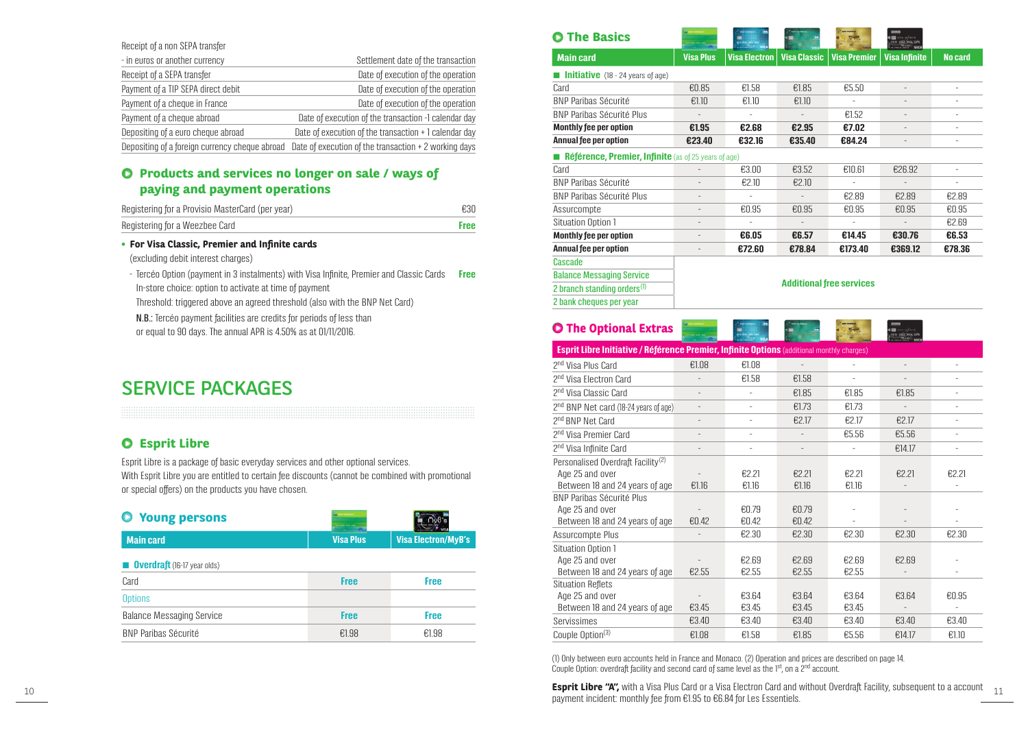| Receipt of a non SEPA transfer | |
|---|---|
| - in euros or another currency | Settlement date of the transaction |
| Receipt of a SEPA transfer | Date of execution of the operation |
| Payment of a TIP SEPA direct debit | Date of execution of the operation |
| Payment of a cheque in France | Date of execution of the operation |
| Payment of a cheque abroad | Date of execution of the transaction -1 calendar day |
| Depositing of a euro cheque abroad | Date of execution of the transaction + 1 calendar day |
| Depositing of a foreign currency cheque abroad | Date of execution of the transaction + 2 working days |

## Products and services no longer on sale / ways of paying and payment operations

| | |
|---|---|
| Registering for a Provisio MasterCard (per year) | €30 |
| Registering for a Weezbee Card | **Free** |

- **For Visa Classic, Premier and Infinite cards**
  (excluding debit interest charges)
  - Terceo Option (payment in 3 instalments) with Visa Infinite, Premier and Classic Cards **Free**
    In-store choice: option to activate at time of payment
    Threshold: triggered above an agreed threshold (also with the BNP Net Card)
    N.B.: Terceo payment facilities are credits for periods of less than or equal to 90 days. The annual APR is 4.50% as at 01/11/2016.

# SERVICE PACKAGES

## Esprit Libre

Esprit Libre is a package of basic everyday services and other optional services.
With Esprit Libre you are entitled to certain fee discounts (cannot be combined with promotional or special offers) on the products you have chosen.

### Young persons

| Main card | Visa Plus | Visa Electron/MyB's |
|---|---|---|
| **Overdraft** (16-17 year olds) | | |
| Card | **Free** | **Free** |
| Options | | |
| Balance Messaging Service | **Free** | **Free** |
| BNP Paribas Sécurité | €1.98 | €1.98 |

### The Basics

| Main card | Visa Plus | Visa Electron | Visa Classic | Visa Premier | Visa Infinite | No card |
|---|---|---|---|---|---|---|
| **Initiative** (18 - 24 years of age) | | | | | | |
| Card | €0.85 | €1.58 | €1.85 | €5.50 | - | - |
| BNP Paribas Sécurité | €1.10 | €1.10 | €1.10 | - | - | - |
| BNP Paribas Sécurité Plus | - | - | - | €1.52 | - | - |
| **Monthly fee per option** | **€1.95** | **€2.68** | **€2.95** | **€7.02** | - | - |
| **Annual fee per option** | **€23.40** | **€32.16** | **€35.40** | **€84.24** | - | - |
| **Référence, Premier, Infinite** (as of 25 years of age) | | | | | | |
| Card | - | €3.00 | €3.52 | €10.61 | €26.92 | - |
| BNP Paribas Sécurité | - | €2.10 | €2.10 | - | - | - |
| BNP Paribas Sécurité Plus | - | - | - | €2.89 | €2.89 | €2.89 |
| Assurcompte | - | €0.95 | €0.95 | €0.95 | €0.95 | €0.95 |
| Situation Option 1 | - | - | - | - | - | €2.69 |
| **Monthly fee per option** | - | **€6.05** | **€6.57** | **€14.45** | **€30.76** | **€6.53** |
| **Annual fee per option** | - | **€72.60** | **€78.84** | **€173.40** | **€369.12** | **€78.36** |
| Cascade | **Additional free services** | | | | | |
| Balance Messaging Service | | | | | | |
| 2 branch standing orders (1) | | | | | | |
| 2 bank cheques per year | | | | | | |

### The Optional Extras

| Esprit Libre Initiative / Référence Premier, Infinite Options (additional monthly charges) | Visa Plus | Visa Electron | Visa Classic | Visa Premier | Visa Infinite | No card |
|---|---|---|---|---|---|---|
| 2nd Visa Plus Card | €1.08 | €1.08 | - | - | - | - |
| 2nd Visa Electron Card | - | €1.58 | €1.58 | - | - | - |
| 2nd Visa Classic Card | - | - | €1.85 | €1.85 | €1.85 | - |
| 2nd BNP Net card (18-24 years of age) | - | - | €1.73 | €1.73 | - | - |
| 2nd BNP Net Card | - | - | €2.17 | €2.17 | €2.17 | - |
| 2nd Visa Premier Card | - | - | - | €5.56 | €5.56 | - |
| 2nd Visa Infinite Card | - | - | - | - | €14.17 | - |
| Personalised Overdraft Facility (2) | | | | | | |
| Age 25 and over | - | €2.21 | €2.21 | €2.21 | €2.21 | €2.21 |
| Between 18 and 24 years of age | €1.16 | €1.16 | €1.16 | €1.16 | - | - |
| BNP Paribas Sécurité Plus | | | | | | |
| Age 25 and over | - | €0.79 | €0.79 | - | - | - |
| Between 18 and 24 years of age | €0.42 | €0.42 | €0.42 | - | - | - |
| Assurcompte Plus | - | €2.30 | €2.30 | €2.30 | €2.30 | €2.30 |
| Situation Option 1 | | | | | | |
| Age 25 and over | - | €2.69 | €2.69 | €2.69 | €2.69 | - |
| Between 18 and 24 years of age | €2.55 | €2.55 | €2.55 | €2.55 | - | - |
| Situation Reflets | | | | | | |
| Age 25 and over | - | €3.64 | €3.64 | €3.64 | €3.64 | €0.95 |
| Between 18 and 24 years of age | €3.45 | €3.45 | €3.45 | €3.45 | - | - |
| Servissimes | €3.40 | €3.40 | €3.40 | €3.40 | €3.40 | €3.40 |
| Couple Option (3) | €1.08 | €1.58 | €1.85 | €5.56 | €14.17 | €1.10 |

(1) Only between euro accounts held in France and Monaco. (2) Operation and prices are described on page 14.
Couple Option: overdraft facility and second card of same level as the 1st, on a 2nd account.

**Esprit Libre "A",** with a Visa Plus Card or a Visa Electron Card and without Overdraft Facility, subsequent to a account payment incident: monthly fee from €1.95 to €6.84 for Les Essentiels.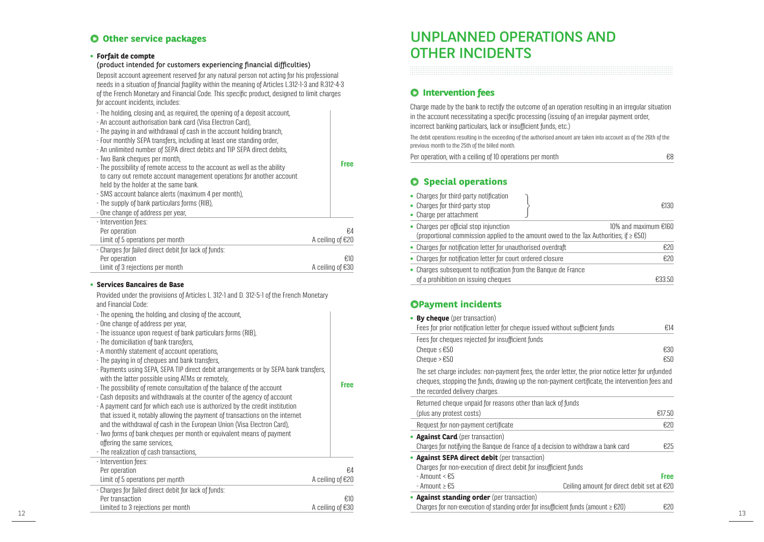## Other service packages

- **Forfait de compte**

(product intended for customers experiencing financial difficulties)

Deposit account agreement reserved for any natural person not acting for his professional needs in a situation of financial fragility within the meaning of Articles L.312-1-3 and R.312-4-3 of the French Monetary and Financial Code. This specific product, designed to limit charges for account incidents, includes:

| Service | Price |
|---|---|
| - The holding, closing and, as required, the opening of a deposit account,<br>- An account authorisation bank card (Visa Electron Card),<br>- The paying in and withdrawal of cash in the account holding branch,<br>- Four monthly SEPA transfers, including at least one standing order,<br>- An unlimited number of SEPA direct debits and TIP SEPA direct debits,<br>- Two Bank cheques per month,<br>- The possibility of remote access to the account as well as the ability to carry out remote account management operations for another account held by the holder at the same bank.<br>- SMS account balance alerts (maximum 4 per month),<br>- The supply of bank particulars forms (RIB),<br>- One change of address per year, | **Free** |
| - Intervention fees: | |
| Per operation | €4 |
| Limit of 5 operations per month | A ceiling of €20 |
| - Charges for failed direct debit for lack of funds: | |
| Per operation | €10 |
| Limit of 3 rejections per month | A ceiling of €30 |

- **Services Bancaires de Base**

Provided under the provisions of Articles L. 312-1 and D. 312-5-1 of the French Monetary and Financial Code:

| Service | Price |
|---|---|
| - The opening, the holding, and closing of the account,<br>- One change of address per year,<br>- The issuance upon request of bank particulars forms (RIB),<br>- The domiciliation of bank transfers,<br>- A monthly statement of account operations,<br>- The paying in of cheques and bank transfers,<br>- Payments using SEPA, SEPA TIP direct debit arrangements or by SEPA bank transfers, with the latter possible using ATMs or remotely,<br>- The possibility of remote consultation of the balance of the account<br>- Cash deposits and withdrawals at the counter of the agency of account<br>- A payment card for which each use is authorized by the credit institution that issued it, notably allowing the payment of transactions on the internet and the withdrawal of cash in the European Union (Visa Electron Card),<br>- Two forms of bank cheques per month or equivalent means of payment offering the same services,<br>- The realization of cash transactions, | **Free** |
| - Intervention fees: | |
| Per operation | €4 |
| Limit of 5 operations per month | A ceiling of €20 |
| - Charges for failed direct debit for lack of funds: | |
| Per transaction | €10 |
| Limited to 3 rejections per month | A ceiling of €30 |

# UNPLANNED OPERATIONS AND OTHER INCIDENTS

## Intervention fees

Charge made by the bank to rectify the outcome of an operation resulting in an irregular situation in the account necessitating a specific processing (issuing of an irregular payment order, incorrect banking particulars, lack or insufficient funds, etc.)

The debit operations resulting in the exceeding of the authorised amount are taken into account as of the 26th of the previous month to the 25th of the billed month.

| Service | Price |
|---|---|
| Per operation, with a ceiling of 10 operations per month | €8 |

## Special operations

| Service | Price |
|---|---|
| • Charges for third-party notification<br>• Charges for third-party stop<br>• Charge per attachment | €130 |
| • Charges per official stop injunction<br>(proportional commission applied to the amount owed to the Tax Authorities, if ≥ €50) | 10% and maximum €160 |
| • Charges for notification letter for unauthorised overdraft | €20 |
| • Charges for notification letter for court ordered closure | €20 |
| • Charges subsequent to notification from the Banque de France of a prohibition on issuing cheques | €33.50 |

## Payment incidents

- **By cheque** (per transaction)

| Service | Price |
|---|---|
| Fees for prior notification letter for cheque issued without sufficient funds | €14 |
| Fees for cheques rejected for insufficient funds | |
| Cheque ≤ €50 | €30 |
| Cheque > €50 | €50 |

The set charge includes: non-payment fees, the order letter, the prior notice letter for unfunded cheques, stopping the funds, drawing up the non-payment certificate, the intervention fees and the recorded delivery charges.

| Service | Price |
|---|---|
| Returned cheque unpaid for reasons other than lack of funds (plus any protest costs) | €17.50 |
| Request for non-payment certificate | €20 |

- **Against Card** (per transaction)

| Service | Price |
|---|---|
| Charges for notifying the Banque de France of a decision to withdraw a bank card | €25 |

- **Against SEPA direct debit** (per transaction)

| Service | Price |
|---|---|
| Charges for non-execution of direct debit for insufficient funds | |
| - Amount < €5 | **Free** |
| - Amount ≥ €5 | Ceiling amount for direct debit set at €20 |

- **Against standing order** (per transaction)

| Service | Price |
|---|---|
| Charges for non-execution of standing order for insufficient funds (amount ≥ €20) | €20 |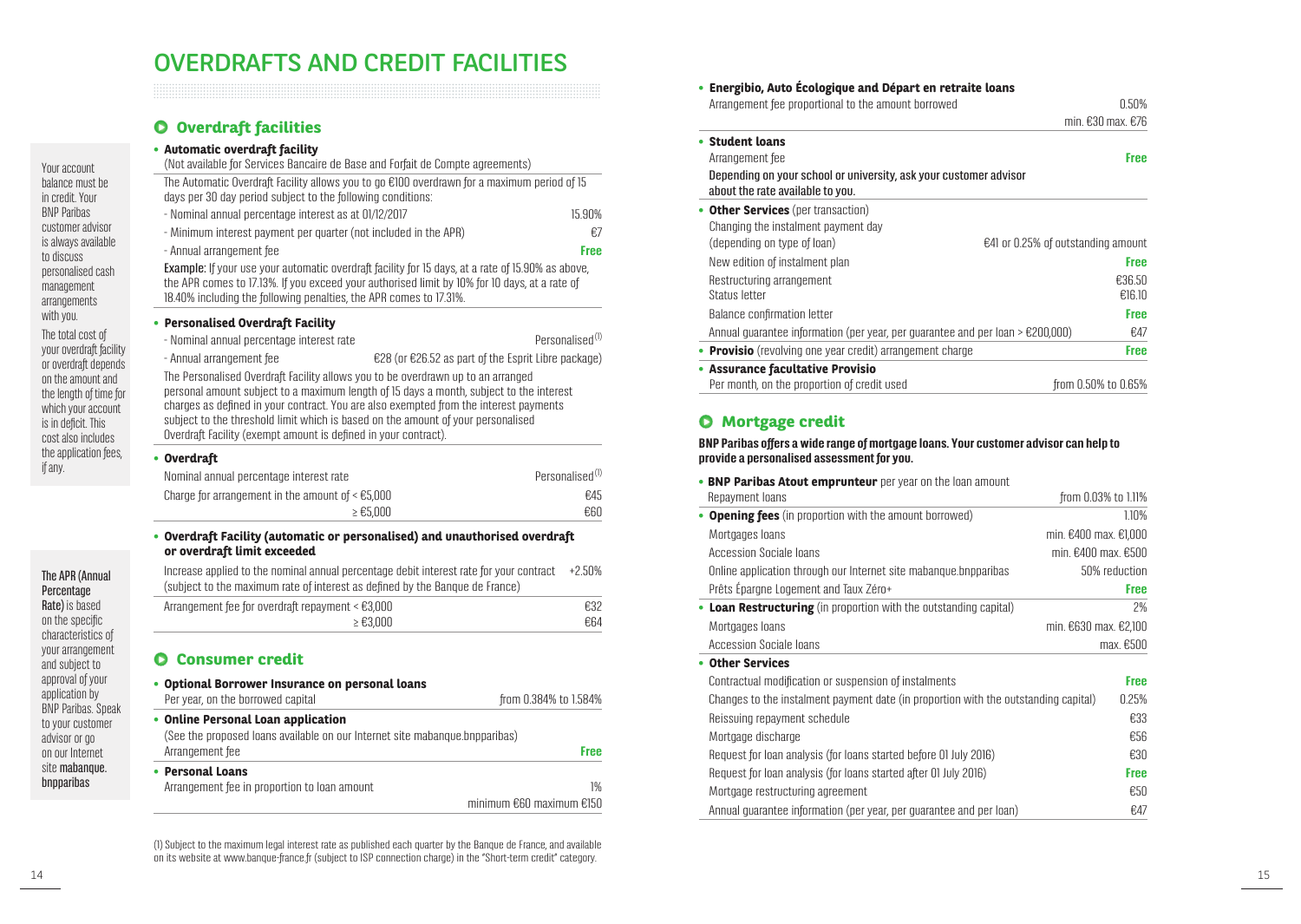# OVERDRAFTS AND CREDIT FACILITIES

Your account balance must be in credit. Your BNP Paribas customer advisor is always available to discuss personalised cash management arrangements with you.

The total cost of your overdraft facility or overdraft depends on the amount and the length of time for which your account is in deficit. This cost also includes the application fees, if any.

## Overdraft facilities

- **Automatic overdraft facility**

(Not available for Services Bancaire de Base and Forfait de Compte agreements)

The Automatic Overdraft Facility allows you to go €100 overdrawn for a maximum period of 15 days per 30 day period subject to the following conditions:

| | |
|---|---|
| - Nominal annual percentage interest as at 01/12/2017 | 15.90% |
| - Minimum interest payment per quarter (not included in the APR) | €7 |
| - Annual arrangement fee | **Free** |

**Example:** If your use your automatic overdraft facility for 15 days, at a rate of 15.90% as above, the APR comes to 17.13%. If you exceed your authorised limit by 10% for 10 days, at a rate of 18.40% including the following penalties, the APR comes to 17.31%.

- **Personalised Overdraft Facility**

| | |
|---|---|
| - Nominal annual percentage interest rate | Personalised[1] |
| - Annual arrangement fee | €28 (or €26.52 as part of the Esprit Libre package) |

The Personalised Overdraft Facility allows you to be overdrawn up to an arranged personal amount subject to a maximum length of 15 days a month, subject to the interest charges as defined in your contract. You are also exempted from the interest payments subject to the threshold limit which is based on the amount of your personalised Overdraft Facility (exempt amount is defined in your contract).

- **Overdraft**

| | |
|---|---|
| Nominal annual percentage interest rate | Personalised[1] |
| Charge for arrangement in the amount of < €5,000 | €45 |
| ≥ €5,000 | €60 |

- **Overdraft Facility (automatic or personalised) and unauthorised overdraft or overdraft limit exceeded**

| | |
|---|---|
| Increase applied to the nominal annual percentage debit interest rate for your contract (subject to the maximum rate of interest as defined by the Banque de France) | +2.50% |
| Arrangement fee for overdraft repayment < €3,000 | €32 |
| ≥ €3,000 | €64 |

The APR (Annual Percentage Rate) is based on the specific characteristics of your arrangement and subject to approval of your application by BNP Paribas. Speak to your customer advisor or go on our Internet site mabanque.bnpparibas

## Consumer credit

- **Optional Borrower Insurance on personal loans**

| | |
|---|---|
| Per year, on the borrowed capital | from 0.384% to 1.584% |

- **Online Personal Loan application**

(See the proposed loans available on our Internet site mabanque.bnpparibas)

| | |
|---|---|
| Arrangement fee | **Free** |

- **Personal Loans**

| | |
|---|---|
| Arrangement fee in proportion to loan amount | 1% minimum €60 maximum €150 |

- **Energibio, Auto Écologique and Départ en retraite loans**

| | |
|---|---|
| Arrangement fee proportional to the amount borrowed | 0.50% min. €30 max. €76 |

- **Student loans**

| | |
|---|---|
| Arrangement fee | **Free** |

Depending on your school or university, ask your customer advisor about the rate available to you.

- **Other Services** (per transaction)

| | |
|---|---|
| Changing the instalment payment day (depending on type of loan) | €41 or 0.25% of outstanding amount |
| New edition of instalment plan | **Free** |
| Restructuring arrangement | €36.50 |
| Status letter | €16.10 |
| Balance confirmation letter | **Free** |
| Annual guarantee information (per year, per guarantee and per loan > €200,000) | €47 |

- **Provisio** (revolving one year credit) arrangement charge — **Free**
- **Assurance facultative Provisio**

| | |
|---|---|
| Per month, on the proportion of credit used | from 0.50% to 0.65% |

## Mortgage credit

**BNP Paribas offers a wide range of mortgage loans. Your customer advisor can help to provide a personalised assessment for you.**

- **BNP Paribas Atout emprunteur** per year on the loan amount

| | |
|---|---|
| Repayment loans | from 0.03% to 1.11% |

- **Opening fees** (in proportion with the amount borrowed) — 1.10%

| | |
|---|---|
| Mortgages loans | min. €400 max. €1,000 |
| Accession Sociale loans | min. €400 max. €500 |
| Online application through our Internet site mabanque.bnpparibas | 50% reduction |
| Prêts Épargne Logement and Taux Zéro+ | **Free** |

- **Loan Restructuring** (in proportion with the outstanding capital) — 2%

| | |
|---|---|
| Mortgages loans | min. €630 max. €2,100 |
| Accession Sociale loans | max. €500 |

- **Other Services**

| | |
|---|---|
| Contractual modification or suspension of instalments | **Free** |
| Changes to the instalment payment date (in proportion with the outstanding capital) | 0.25% |
| Reissuing repayment schedule | €33 |
| Mortgage discharge | €56 |
| Request for loan analysis (for loans started before 01 July 2016) | €30 |
| Request for loan analysis (for loans started after 01 July 2016) | **Free** |
| Mortgage restructuring agreement | €50 |
| Annual guarantee information (per year, per guarantee and per loan) | €47 |

(1) Subject to the maximum legal interest rate as published each quarter by the Banque de France, and available on its website at www.banque-france.fr (subject to ISP connection charge) in the "Short-term credit" category.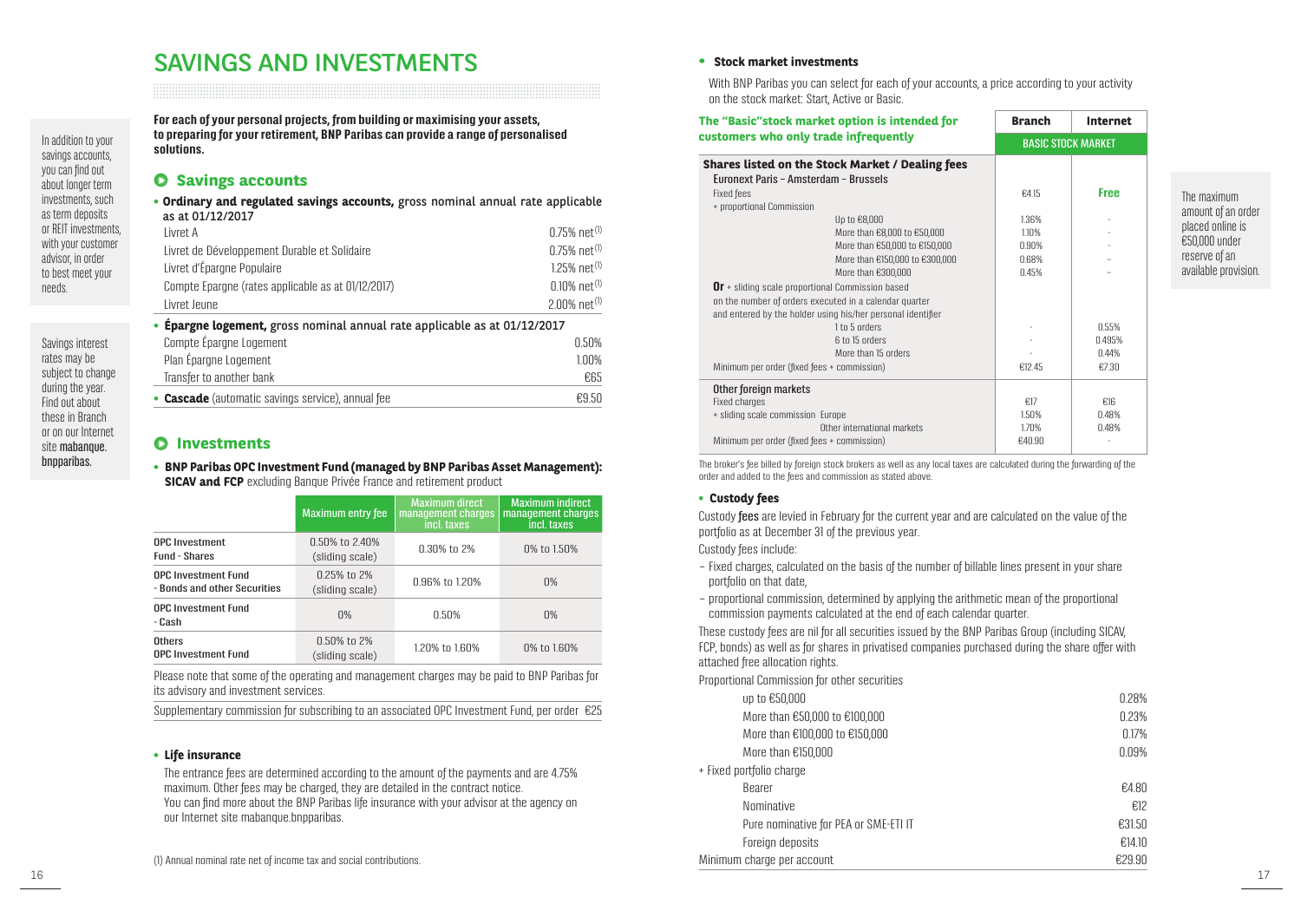# SAVINGS AND INVESTMENTS

In addition to your savings accounts, you can find out about longer term investments, such as term deposits or REIT investments, with your customer advisor, in order to best meet your needs.

Savings interest rates may be subject to change during the year. Find out about these in Branch or on our Internet site mabanque.bnpparibas.

**For each of your personal projects, from building or maximising your assets, to preparing for your retirement, BNP Paribas can provide a range of personalised solutions.**

## Savings accounts

- **Ordinary and regulated savings accounts,** gross nominal annual rate applicable as at 01/12/2017

| | |
|---|---|
| Livret A | 0.75% net[1] |
| Livret de Développement Durable et Solidaire | 0.75% net[1] |
| Livret d'Épargne Populaire | 1.25% net[1] |
| Compte Epargne (rates applicable as at 01/12/2017) | 0.10% net[1] |
| Livret Jeune | 2.00% net[1] |

- **Épargne logement,** gross nominal annual rate applicable as at 01/12/2017

| | |
|---|---|
| Compte Épargne Logement | 0.50% |
| Plan Épargne Logement | 1.00% |
| Transfer to another bank | €65 |

- **Cascade** (automatic savings service), annual fee €9.50

## Investments

- **BNP Paribas OPC Investment Fund (managed by BNP Paribas Asset Management): SICAV and FCP** excluding Banque Privée France and retirement product

| | Maximum entry fee | Maximum direct management charges incl. taxes | Maximum indirect management charges incl. taxes |
|---|---|---|---|
| OPC Investment Fund - Shares | 0.50% to 2.40% (sliding scale) | 0.30% to 2% | 0% to 1.50% |
| OPC Investment Fund - Bonds and other Securities | 0.25% to 2% (sliding scale) | 0.96% to 1.20% | 0% |
| OPC Investment Fund - Cash | 0% | 0.50% | 0% |
| Others OPC Investment Fund | 0.50% to 2% (sliding scale) | 1.20% to 1.60% | 0% to 1.60% |

Please note that some of the operating and management charges may be paid to BNP Paribas for its advisory and investment services.

Supplementary commission for subscribing to an associated OPC Investment Fund, per order €25

- **Life insurance**

The entrance fees are determined according to the amount of the payments and are 4.75% maximum. Other fees may be charged, they are detailed in the contract notice.
You can find more about the BNP Paribas life insurance with your advisor at the agency on our Internet site mabanque.bnpparibas.

(1) Annual nominal rate net of income tax and social contributions.

- **Stock market investments**

With BNP Paribas you can select for each of your accounts, a price according to your activity on the stock market: Start, Active or Basic.

The maximum amount of an order placed online is €50,000 under reserve of an available provision.

| The "Basic" stock market option is intended for customers who only trade infrequently | Branch | Internet |
|---|---|---|
| | BASIC STOCK MARKET | |
| **Shares listed on the Stock Market / Dealing fees** | | |
| Euronext Paris – Amsterdam – Brussels | | |
| Fixed fees | €4.15 | **Free** |
| + proportional Commission | | |
| Up to €8,000 | 1.36% | - |
| More than €8,000 to €50,000 | 1.10% | - |
| More than €50,000 to €150,000 | 0.90% | - |
| More than €150,000 to €300,000 | 0.68% | - |
| More than €300,000 | 0.45% | - |
| **Or** + sliding scale proportional Commission based on the number of orders executed in a calendar quarter and entered by the holder using his/her personal identifier | | |
| 1 to 5 orders | - | 0.55% |
| 6 to 15 orders | - | 0.495% |
| More than 15 orders | - | 0.44% |
| Minimum per order (fixed fees + commission) | €12.45 | €7.30 |
| Other foreign markets | | |
| Fixed charges | €17 | €16 |
| + sliding scale commission Europe | 1.50% | 0.48% |
| Other international markets | 1.70% | 0.48% |
| Minimum per order (fixed fees + commission) | €40.90 | - |

The broker's fee billed by foreign stock brokers as well as any local taxes are calculated during the forwarding of the order and added to the fees and commission as stated above.

- **Custody fees**

Custody **fees** are levied in February for the current year and are calculated on the value of the portfolio as at December 31 of the previous year.

Custody fees include:

- Fixed charges, calculated on the basis of the number of billable lines present in your share portfolio on that date,
- proportional commission, determined by applying the arithmetic mean of the proportional commission payments calculated at the end of each calendar quarter.

These custody fees are nil for all securities issued by the BNP Paribas Group (including SICAV, FCP, bonds) as well as for shares in privatised companies purchased during the share offer with attached free allocation rights.

| Proportional Commission for other securities | |
|---|---|
| up to €50,000 | 0.28% |
| More than €50,000 to €100,000 | 0.23% |
| More than €100,000 to €150,000 | 0.17% |
| More than €150,000 | 0.09% |
| + Fixed portfolio charge | |
| Bearer | €4.80 |
| Nominative | €12 |
| Pure nominative for PEA or SME-ETI IT | €31.50 |
| Foreign deposits | €14.10 |
| Minimum charge per account | €29.90 |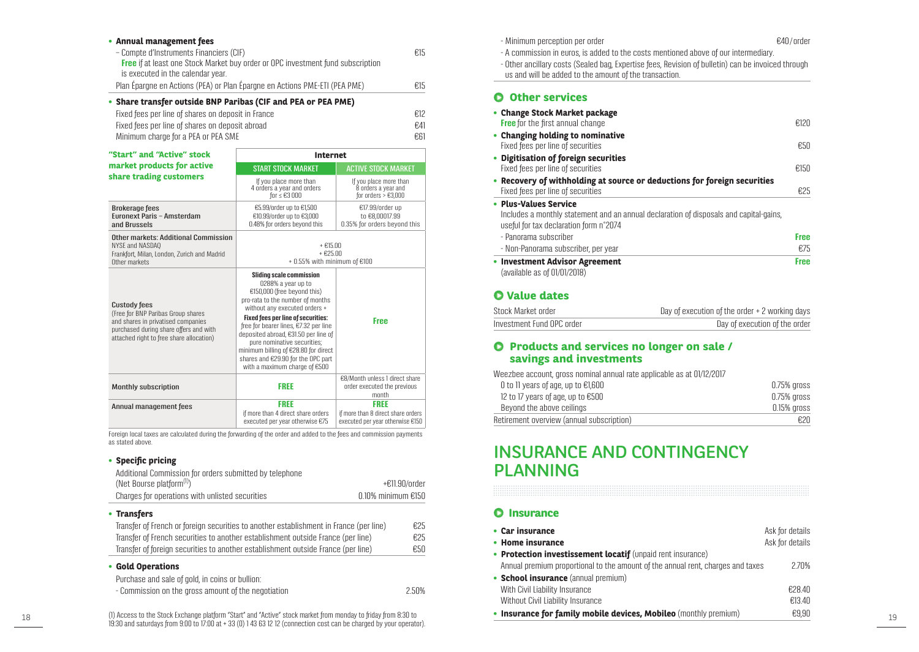- **Annual management fees**

| | |
|---|---|
| – Compte d'Instruments Financiers (CIF) | €15 |
| **Free** if at least one Stock Market buy order or OPC investment fund subscription is executed in the calendar year. | |
| Plan Épargne en Actions (PEA) or Plan Épargne en Actions PME-ETI (PEA PME) | €15 |

- **Share transfer outside BNP Paribas (CIF and PEA or PEA PME)**

| | |
|---|---|
| Fixed fees per line of shares on deposit in France | €12 |
| Fixed fees per line of shares on deposit abroad | €41 |
| Minimum charge for a PEA or PEA SME | €61 |

| "Start" and "Active" stock market products for active share trading customers | Internet | |
|---|---|---|
| | START STOCK MARKET | ACTIVE STOCK MARKET |
| | If you place more than 4 orders a year and orders for ≤ €3 000 | If you place more than 8 orders a year and for orders > €3,000 |
| **Brokerage fees** Euronext Paris – Amsterdam and Brussels | €5.99/order up to €1,500 €10.99/order up to €3,000 0.48% for orders beyond this | €17.99/order up to €8,00017.99 0.35% for orders beyond this |
| **Other markets: Additional Commission** NYSE and NASDAQ / Frankfort, Milan, London, Zurich and Madrid / Other markets | + €15.00 / + €25.00 / + 0.55% with minimum of €100 | |
| **Custody fees** (Free for BNP Paribas Group shares and shares in privatised companies purchased during share offers and with attached right to free share allocation) | **Sliding scale commission** 0288% a year up to €150,000 (free beyond this) pro-rata to the number of months without any executed orders + **Fixed fees per line of securities:** free for bearer lines, €7.32 per line deposited abroad, €31.50 per line of pure nominative securities; minimum billing of €28.80 for direct shares and €29.90 for the OPC part with a maximum charge of €500 | **Free** |
| **Monthly subscription** | **FREE** | €8/Month unless 1 direct share order executed the previous month |
| **Annual management fees** | **FREE** if more than 4 direct share orders executed per year otherwise €75 | **FREE** if more than 8 direct share orders executed per year otherwise €150 |

Foreign local taxes are calculated during the forwarding of the order and added to the fees and commission payments as stated above.

- **Specific pricing**

| | |
|---|---|
| Additional Commission for orders submitted by telephone (Net Bourse platform[1]) | +€11.90/order |
| Charges for operations with unlisted securities | 0.10% minimum €150 |

- **Transfers**

| | |
|---|---|
| Transfer of French or foreign securities to another establishment in France (per line) | €25 |
| Transfer of French securities to another establishment outside France (per line) | €25 |
| Transfer of foreign securities to another establishment outside France (per line) | €50 |

- **Gold Operations**

Purchase and sale of gold, in coins or bullion:

| | |
|---|---|
| - Commission on the gross amount of the negotiation | 2.50% |
| - Minimum perception per order | €40/order |

- A commission in euros, is added to the costs mentioned above of our intermediary.
- Other ancillary costs (Sealed bag, Expertise fees, Revision of bulletin) can be invoiced through us and will be added to the amount of the transaction.

(1) Access to the Stock Exchange platform "Start" and "Active" stock market from monday to friday from 8:30 to 19:30 and saturdays from 9:00 to 17:00 at + 33 (0) 1 43 63 12 12 (connection cost can be charged by your operator).

## Other services

| | |
|---|---|
| • **Change Stock Market package** **Free** for the first annual change | €120 |
| • **Changing holding to nominative** Fixed fees per line of securities | €50 |
| • **Digitisation of foreign securities** Fixed fees per line of securities | €150 |
| • **Recovery of withholding at source or deductions for foreign securities** Fixed fees per line of securities | €25 |
| • **Plus-Values Service** Includes a monthly statement and an annual declaration of disposals and capital-gains, useful for tax declaration form n°2074 | |
| - Panorama subscriber | **Free** |
| - Non-Panorama subscriber, per year | €75 |
| • **Investment Advisor Agreement** (available as of 01/01/2018) | **Free** |

## Value dates

| | |
|---|---|
| Stock Market order | Day of execution of the order + 2 working days |
| Investment Fund OPC order | Day of execution of the order |

## Products and services no longer on sale / savings and investments

| | |
|---|---|
| Weezbee account, gross nominal annual rate applicable as at 01/12/2017 | |
| 0 to 11 years of age, up to €1,600 | 0.75% gross |
| 12 to 17 years of age, up to €500 | 0.75% gross |
| Beyond the above ceilings | 0.15% gross |
| Retirement overview (annual subscription) | €20 |

# INSURANCE AND CONTINGENCY PLANNING

## Insurance

| | |
|---|---|
| • **Car insurance** | Ask for details |
| • **Home insurance** | Ask for details |
| • **Protection investissement locatif** (unpaid rent insurance) | |
| Annual premium proportional to the amount of the annual rent, charges and taxes | 2.70% |
| • **School insurance** (annual premium) | |
| With Civil Liability Insurance | €28.40 |
| Without Civil Liability Insurance | €13.40 |
| • **Insurance for family mobile devices, Mobileo** (monthly premium) | €9,90 |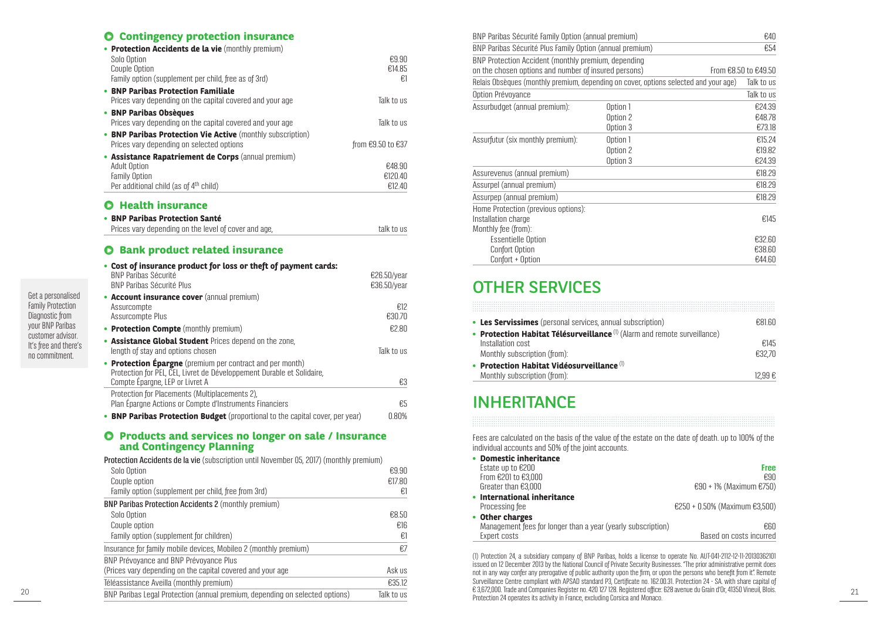## Contingency protection insurance

- **Protection Accidents de la vie** (monthly premium)

| | |
|---|---|
| Solo Option | €9.90 |
| Couple Option | €14.85 |
| Family option (supplement per child, free as of 3rd) | €1 |

- **BNP Paribas Protection Familiale**
  Prices vary depending on the capital covered and your age — Talk to us
- **BNP Paribas Obsèques**
  Prices vary depending on the capital covered and your age — Talk to us
- **BNP Paribas Protection Vie Active** (monthly subscription)
  Prices vary depending on selected options — from €9.50 to €37
- **Assistance Rapatriement de Corps** (annual premium)

| | |
|---|---|
| Adult Option | €48.90 |
| Family Option | €120.40 |
| Per additional child (as of 4th child) | €12.40 |

## Health insurance

- **BNP Paribas Protection Santé**
  Prices vary depending on the level of cover and age, — talk to us

## Bank product related insurance

- **Cost of insurance product for loss or theft of payment cards:**

| | |
|---|---|
| BNP Paribas Sécurité | €26.50/year |
| BNP Paribas Sécurité Plus | €36.50/year |

- **Account insurance cover** (annual premium)

| | |
|---|---|
| Assurcompte | €12 |
| Assurcompte Plus | €30.70 |

- **Protection Compte** (monthly premium) — €2.80
- **Assistance Global Student** Prices depend on the zone, length of stay and options chosen — Talk to us
- **Protection Épargne** (premium per contract and per month)

| | |
|---|---|
| Protection for PEL, CEL, Livret de Développement Durable et Solidaire, Compte Épargne, LEP or Livret A | €3 |
| Protection for Placements (Multiplacements 2), Plan Épargne Actions or Compte d'Instruments Financiers | €5 |

- **BNP Paribas Protection Budget** (proportional to the capital cover, per year) — 0.80%

Get a personalised Family Protection Diagnostic from your BNP Paribas customer advisor. It's free and there's no commitment.

## Products and services no longer on sale / Insurance and Contingency Planning

| | |
|---|---|
| **Protection Accidents de la vie** (subscription until November 05, 2017) (monthly premium) | |
| Solo Option | €9.90 |
| Couple option | €17.80 |
| Family option (supplement per child, free from 3rd) | €1 |
| **BNP Paribas Protection Accidents 2** (monthly premium) | |
| Solo Option | €8.50 |
| Couple option | €16 |
| Family option (supplement for children) | €1 |
| Insurance for family mobile devices, Mobileo 2 (monthly premium) | €7 |
| BNP Prévoyance and BNP Prévoyance Plus (Prices vary depending on the capital covered and your age | Ask us |
| Téléassistance Aveilla (monthly premium) | €35.12 |
| BNP Paribas Legal Protection (annual premium, depending on selected options) | Talk to us |
| BNP Paribas Sécurité Family Option (annual premium) | €40 |
| BNP Paribas Sécurité Plus Family Option (annual premium) | €54 |
| BNP Protection Accident (monthly premium, depending on the chosen options and number of insured persons) | From €8.50 to €49.50 |
| Relais Obsèques (monthly premium, depending on cover, options selected and your age) | Talk to us |
| Option Prévoyance | Talk to us |

| | | |
|---|---|---|
| Assurbudget (annual premium): | Option 1 | €24.39 |
| | Option 2 | €48.78 |
| | Option 3 | €73.18 |
| Assurfutur (six monthly premium): | Option 1 | €15.24 |
| | Option 2 | €19.82 |
| | Option 3 | €24.39 |
| Assurevenus (annual premium) | | €18.29 |
| Assurpel (annual premium) | | €18.29 |
| Assurpep (annual premium) | | €18.29 |
| Home Protection (previous options): | | |
| Installation charge | | €145 |
| Monthly fee (from): | | |
| Essentielle Option | | €32.60 |
| Confort Option | | €38.60 |
| Confort + Option | | €44.60 |

# OTHER SERVICES

- **Les Servissimes** (personal services, annual subscription) — €81.60
- **Protection Habitat Télésurveillance** [1] (Alarm and remote surveillance)

| | |
|---|---|
| Installation cost | €145 |
| Monthly subscription (from): | €32,70 |

- **Protection Habitat Vidéosurveillance** [1]
  Monthly subscription (from): — 12,99 €

# INHERITANCE

Fees are calculated on the basis of the value of the estate on the date of death. up to 100% of the individual accounts and 50% of the joint accounts.

- **Domestic inheritance**

| | |
|---|---|
| Estate up to €200 | **Free** |
| From €201 to €3,000 | €90 |
| Greater than €3,000 | €90 + 1% (Maximum €750) |

- **International inheritance**

| | |
|---|---|
| Processing fee | €250 + 0.50% (Maximum €3,500) |

- **Other charges**

| | |
|---|---|
| Management fees for longer than a year (yearly subscription) | €60 |
| Expert costs | Based on costs incurred |

(1) Protection 24, a subsidiary company of BNP Paribas, holds a license to operate No. AUT-041-2112-12-11-20130362101 issued on 12 December 2013 by the National Council of Private Security Businesses. "The prior administrative permit does not in any way confer any prerogative of public authority upon the firm, or upon the persons who benefit from it". Remote Surveillance Centre compliant with APSAD standard P3, Certificate no. 162.00.31. Protection 24 - SA. with share capital of € 3,672,000. Trade and Companies Register no. 420 127 128. Registered office: 628 avenue du Grain d'Or, 41350 Vineuil, Blois. Protection 24 operates its activity in France, excluding Corsica and Monaco.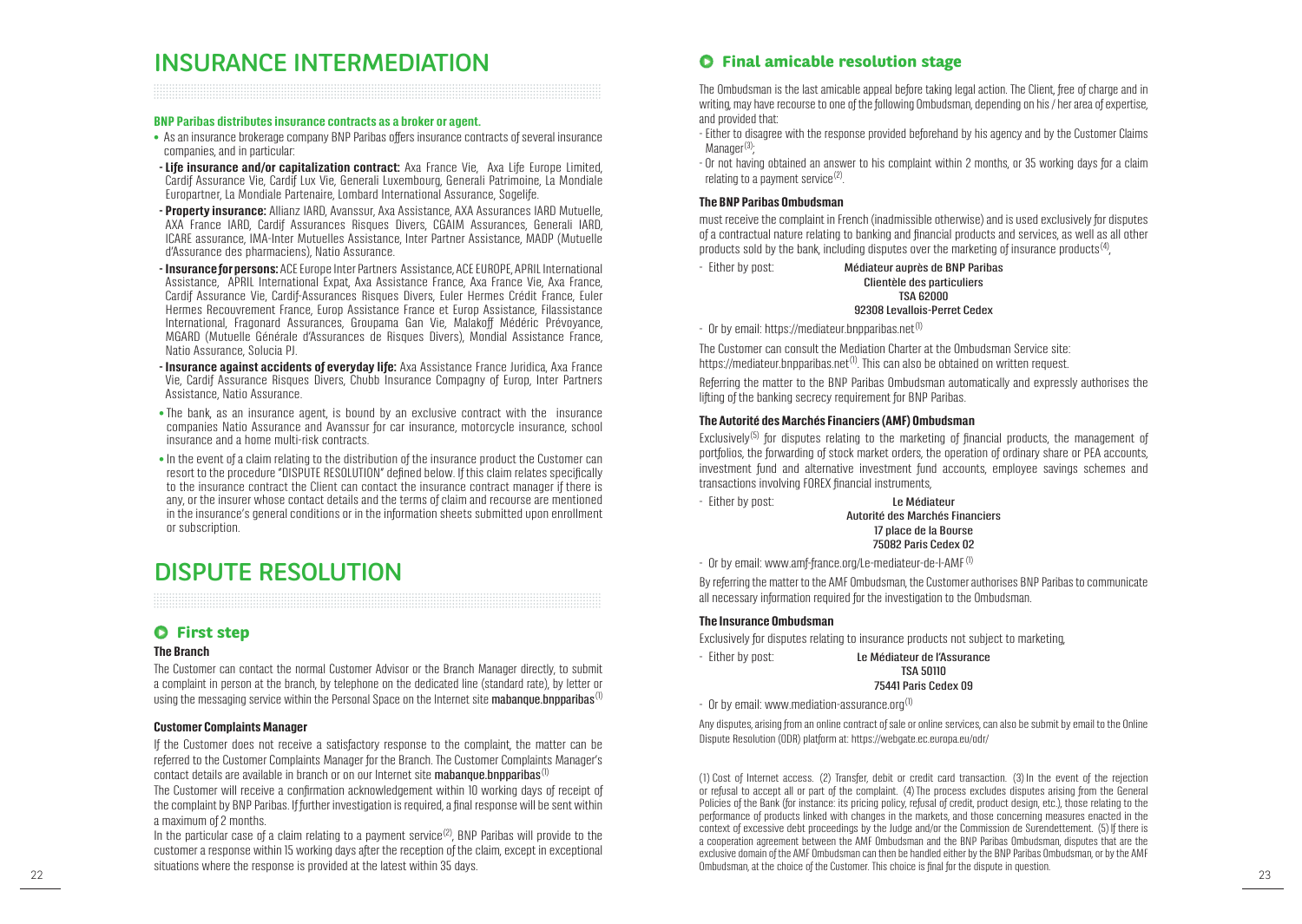# INSURANCE INTERMEDIATION

**BNP Paribas distributes insurance contracts as a broker or agent.**

- As an insurance brokerage company BNP Paribas offers insurance contracts of several insurance companies, and in particular:
  - **Life insurance and/or capitalization contract:** Axa France Vie, Axa Life Europe Limited, Cardif Assurance Vie, Cardif Lux Vie, Generali Luxembourg, Generali Patrimoine, La Mondiale Europartner, La Mondiale Partenaire, Lombard International Assurance, Sogelife.
  - **Property insurance:** Allianz IARD, Avanssur, Axa Assistance, AXA Assurances IARD Mutuelle, AXA France IARD, Cardif Assurances Risques Divers, CGAIM Assurances, Generali IARD, ICARE assurance, IMA-Inter Mutuelles Assistance, Inter Partner Assistance, MADP (Mutuelle d'Assurance des pharmaciens), Natio Assurance.
  - **Insurance for persons:** ACE Europe Inter Partners Assistance, ACE EUROPE, APRIL International Assistance, APRIL International Expat, Axa Assistance France, Axa France Vie, Axa France, Cardif Assurance Vie, Cardif-Assurances Risques Divers, Euler Hermes Crédit France, Euler Hermes Recouvrement France, Europ Assistance France et Europ Assistance, Filassistance International, Fragonard Assurances, Groupama Gan Vie, Malakoff Médéric Prévoyance, MGARD (Mutuelle Générale d'Assurances de Risques Divers), Mondial Assistance France, Natio Assurance, Solucia PJ.
  - **Insurance against accidents of everyday life:** Axa Assistance France Juridica, Axa France Vie, Cardif Assurance Risques Divers, Chubb Insurance Compagny of Europ, Inter Partners Assistance, Natio Assurance.
- The bank, as an insurance agent, is bound by an exclusive contract with the insurance companies Natio Assurance and Avanssur for car insurance, motorcycle insurance, school insurance and a home multi-risk contracts.
- In the event of a claim relating to the distribution of the insurance product the Customer can resort to the procedure "DISPUTE RESOLUTION" defined below. If this claim relates specifically to the insurance contract the Client can contact the insurance contract manager if there is any, or the insurer whose contact details and the terms of claim and recourse are mentioned in the insurance's general conditions or in the information sheets submitted upon enrollment or subscription.

# DISPUTE RESOLUTION

## First step

### The Branch

The Customer can contact the normal Customer Advisor or the Branch Manager directly, to submit a complaint in person at the branch, by telephone on the dedicated line (standard rate), by letter or using the messaging service within the Personal Space on the Internet site **mabanque.bnpparibas**[1]

### Customer Complaints Manager

If the Customer does not receive a satisfactory response to the complaint, the matter can be referred to the Customer Complaints Manager for the Branch. The Customer Complaints Manager's contact details are available in branch or on our Internet site **mabanque.bnpparibas**[1]

The Customer will receive a confirmation acknowledgement within 10 working days of receipt of the complaint by BNP Paribas. If further investigation is required, a final response will be sent within a maximum of 2 months.

In the particular case of a claim relating to a payment service[2], BNP Paribas will provide to the customer a response within 15 working days after the reception of the claim, except in exceptional situations where the response is provided at the latest within 35 days.

## Final amicable resolution stage

The Ombudsman is the last amicable appeal before taking legal action. The Client, free of charge and in writing, may have recourse to one of the following Ombudsman, depending on his / her area of expertise, and provided that:

- Either to disagree with the response provided beforehand by his agency and by the Customer Claims Manager[3];
- Or not having obtained an answer to his complaint within 2 months, or 35 working days for a claim relating to a payment service[2].

### The BNP Paribas Ombudsman

must receive the complaint in French (inadmissible otherwise) and is used exclusively for disputes of a contractual nature relating to banking and financial products and services, as well as all other products sold by the bank, including disputes over the marketing of insurance products[4],

- Either by post:

  **Médiateur auprès de BNP Paribas**
  **Clientèle des particuliers**
  **TSA 62000**
  **92308 Levallois-Perret Cedex**

- Or by email: https://mediateur.bnpparibas.net[1]

The Customer can consult the Mediation Charter at the Ombudsman Service site: https://mediateur.bnpparibas.net[1]. This can also be obtained on written request.

Referring the matter to the BNP Paribas Ombudsman automatically and expressly authorises the lifting of the banking secrecy requirement for BNP Paribas.

### The Autorité des Marchés Financiers (AMF) Ombudsman

Exclusively[5] for disputes relating to the marketing of financial products, the management of portfolios, the forwarding of stock market orders, the operation of ordinary share or PEA accounts, investment fund and alternative investment fund accounts, employee savings schemes and transactions involving FOREX financial instruments,

- Either by post:

  **Le Médiateur**
  **Autorité des Marchés Financiers**
  **17 place de la Bourse**
  **75082 Paris Cedex 02**

- Or by email: www.amf-france.org/Le-mediateur-de-l-AMF[1]

By referring the matter to the AMF Ombudsman, the Customer authorises BNP Paribas to communicate all necessary information required for the investigation to the Ombudsman.

### The Insurance Ombudsman

Exclusively for disputes relating to insurance products not subject to marketing,

- Either by post:

  **Le Médiateur de l'Assurance**
  **TSA 50110**
  **75441 Paris Cedex 09**

- Or by email: www.mediation-assurance.org[1]

Any disputes, arising from an online contract of sale or online services, can also be submit by email to the Online Dispute Resolution (ODR) platform at: https://webgate.ec.europa.eu/odr/

(1) Cost of Internet access. (2) Transfer, debit or credit card transaction. (3) In the event of the rejection or refusal to accept all or part of the complaint. (4) The process excludes disputes arising from the General Policies of the Bank (for instance: its pricing policy, refusal of credit, product design, etc.), those relating to the performance of products linked with changes in the markets, and those concerning measures enacted in the context of excessive debt proceedings by the Judge and/or the Commission de Surendettement. (5) If there is a cooperation agreement between the AMF Ombudsman and the BNP Paribas Ombudsman, disputes that are the exclusive domain of the AMF Ombudsman can then be handled either by the BNP Paribas Ombudsman, or by the AMF Ombudsman, at the choice of the Customer. This choice is final for the dispute in question.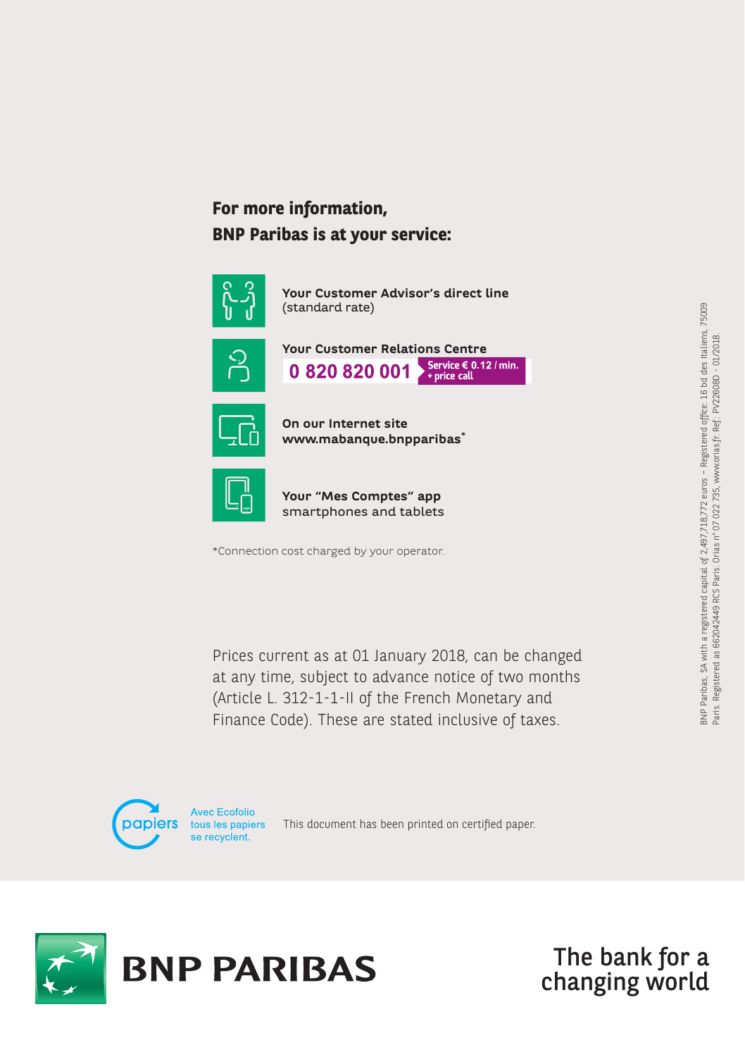## For more information, BNP Paribas is at your service:

**Your Customer Advisor's direct line**
(standard rate)

**Your Customer Relations Centre**
**0 820 820 001** Service € 0.12 / min. + price call

**On our Internet site**
**www.mabanque.bnpparibas***

**Your "Mes Comptes" app**
smartphones and tablets

*Connection cost charged by your operator.

Prices current as at 01 January 2018, can be changed at any time, subject to advance notice of two months (Article L. 312-1-1-II of the French Monetary and Finance Code). These are stated inclusive of taxes.

papiers — Avec Ecofolio tous les papiers se recyclent.

This document has been printed on certified paper.

BNP Paribas, SA with a registered capital of 2,497,718,772 euros – Registered office: 16 bd des Italiens, 75009 Paris. Registered as 662042449 RCS Paris. Orias n° 07 022 735, www.orias.fr. Ref.: PV22608D - 01/2018.

BNP PARIBAS

The bank for a changing world